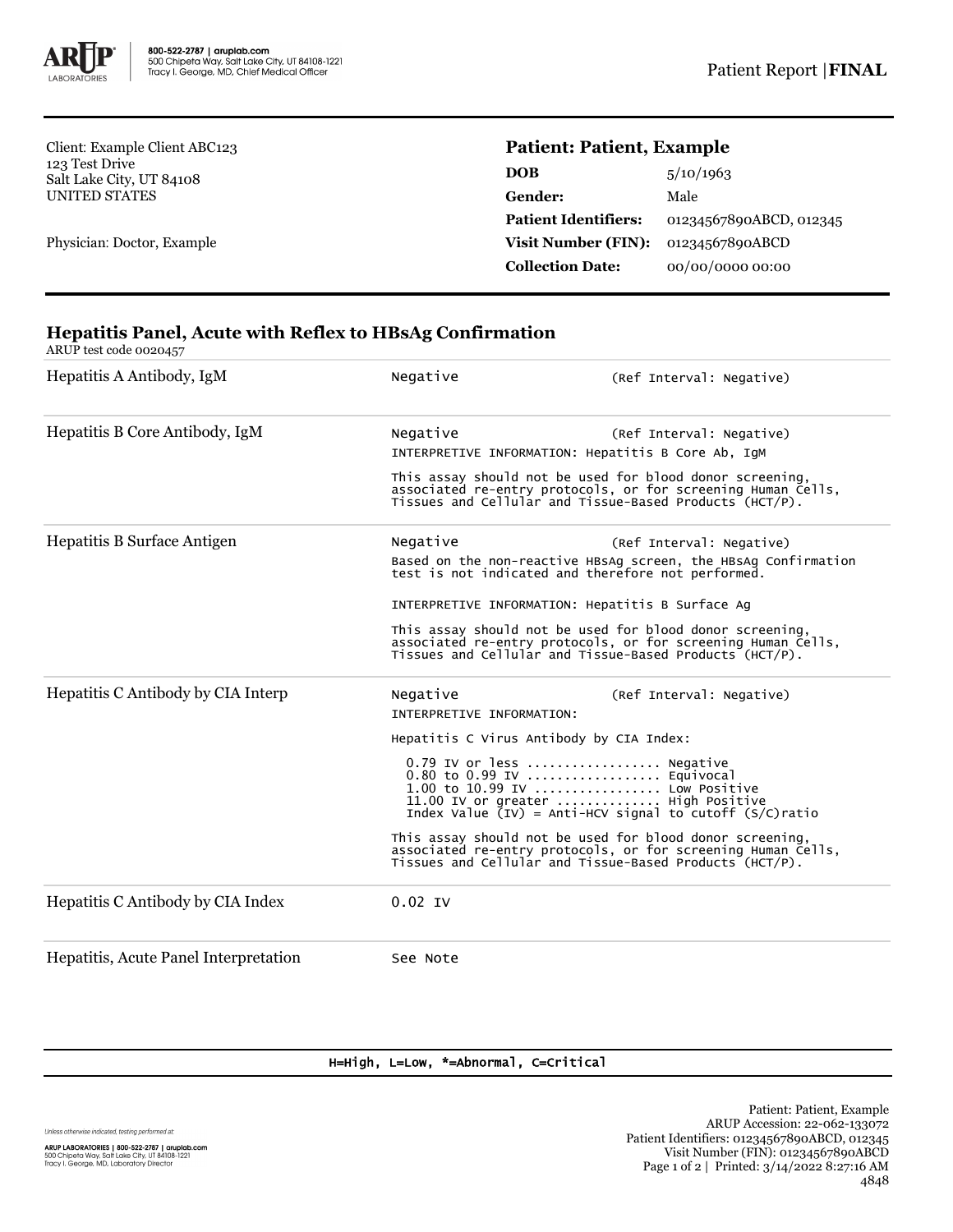800-522-2787 | aruplab.com
500 Chipeta Way, Salt Lake City, UT 84108-1221
Tracy I. George, MD, Chief Medical Officer

Patient Report | **FINAL**

Client: Example Client ABC123
123 Test Drive
Salt Lake City, UT 84108
UNITED STATES

Physician: Doctor, Example

## Patient: Patient, Example

| | |
|---|---|
| **DOB** | 5/10/1963 |
| **Gender:** | Male |
| **Patient Identifiers:** | 01234567890ABCD, 012345 |
| **Visit Number (FIN):** | 01234567890ABCD |
| **Collection Date:** | 00/00/0000 00:00 |

## Hepatitis Panel, Acute with Reflex to HBsAg Confirmation

ARUP test code 0020457

| Test | Result | |
|---|---|---|
| Hepatitis A Antibody, IgM | Negative | (Ref Interval: Negative) |
| Hepatitis B Core Antibody, IgM | Negative | (Ref Interval: Negative) |

INTERPRETIVE INFORMATION: Hepatitis B Core Ab, IgM

This assay should not be used for blood donor screening, associated re-entry protocols, or for screening Human Cells, Tissues and Cellular and Tissue-Based Products (HCT/P).

| Test | Result | |
|---|---|---|
| Hepatitis B Surface Antigen | Negative | (Ref Interval: Negative) |

Based on the non-reactive HBsAg screen, the HBsAg Confirmation test is not indicated and therefore not performed.

INTERPRETIVE INFORMATION: Hepatitis B Surface Ag

This assay should not be used for blood donor screening, associated re-entry protocols, or for screening Human Cells, Tissues and Cellular and Tissue-Based Products (HCT/P).

| Test | Result | |
|---|---|---|
| Hepatitis C Antibody by CIA Interp | Negative | (Ref Interval: Negative) |

INTERPRETIVE INFORMATION:

Hepatitis C Virus Antibody by CIA Index:

```
  0.79 IV or less ................. Negative
  0.80 to 0.99 IV ................. Equivocal
  1.00 to 10.99 IV ................ Low Positive
  11.00 IV or greater ............. High Positive
  Index Value (IV) = Anti-HCV signal to cutoff (S/C)ratio
```

This assay should not be used for blood donor screening, associated re-entry protocols, or for screening Human Cells, Tissues and Cellular and Tissue-Based Products (HCT/P).

| Test | Result |
|---|---|
| Hepatitis C Antibody by CIA Index | 0.02 IV |
| Hepatitis, Acute Panel Interpretation | See Note |

H=High, L=Low, *=Abnormal, C=Critical

Unless otherwise indicated, testing performed at:

ARUP LABORATORIES | 800-522-2787 | aruplab.com
500 Chipeta Way, Salt Lake City, UT 84108-1221
Tracy I. George, MD, Laboratory Director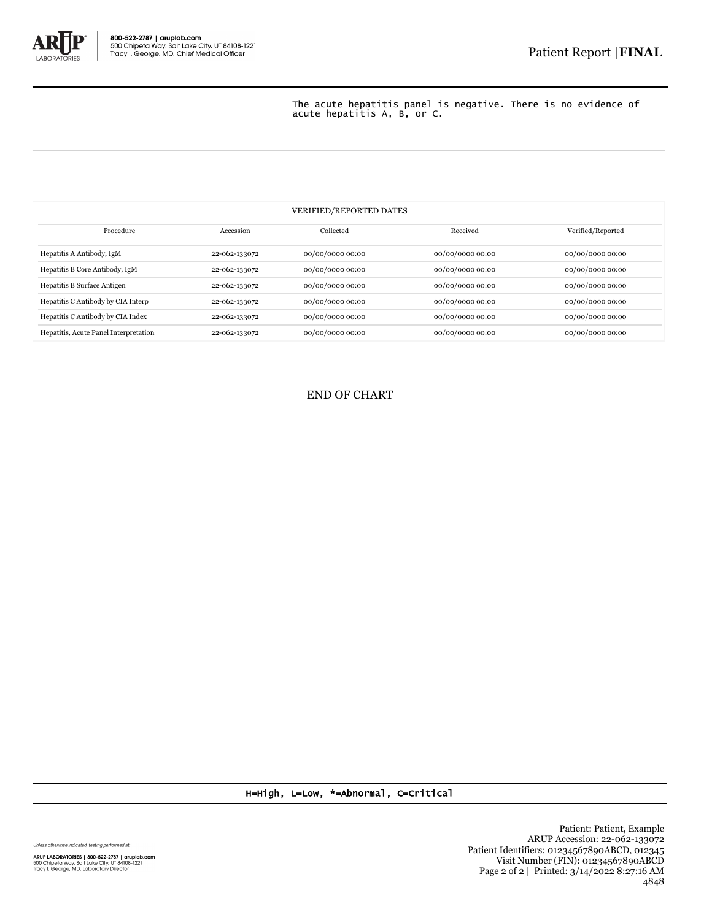The acute hepatitis panel is negative. There is no evidence of acute hepatitis A, B, or C.

VERIFIED/REPORTED DATES

| Procedure | Accession | Collected | Received | Verified/Reported |
|---|---|---|---|---|
| Hepatitis A Antibody, IgM | 22-062-133072 | 00/00/0000 00:00 | 00/00/0000 00:00 | 00/00/0000 00:00 |
| Hepatitis B Core Antibody, IgM | 22-062-133072 | 00/00/0000 00:00 | 00/00/0000 00:00 | 00/00/0000 00:00 |
| Hepatitis B Surface Antigen | 22-062-133072 | 00/00/0000 00:00 | 00/00/0000 00:00 | 00/00/0000 00:00 |
| Hepatitis C Antibody by CIA Interp | 22-062-133072 | 00/00/0000 00:00 | 00/00/0000 00:00 | 00/00/0000 00:00 |
| Hepatitis C Antibody by CIA Index | 22-062-133072 | 00/00/0000 00:00 | 00/00/0000 00:00 | 00/00/0000 00:00 |
| Hepatitis, Acute Panel Interpretation | 22-062-133072 | 00/00/0000 00:00 | 00/00/0000 00:00 | 00/00/0000 00:00 |

END OF CHART

H=High, L=Low, *=Abnormal, C=Critical